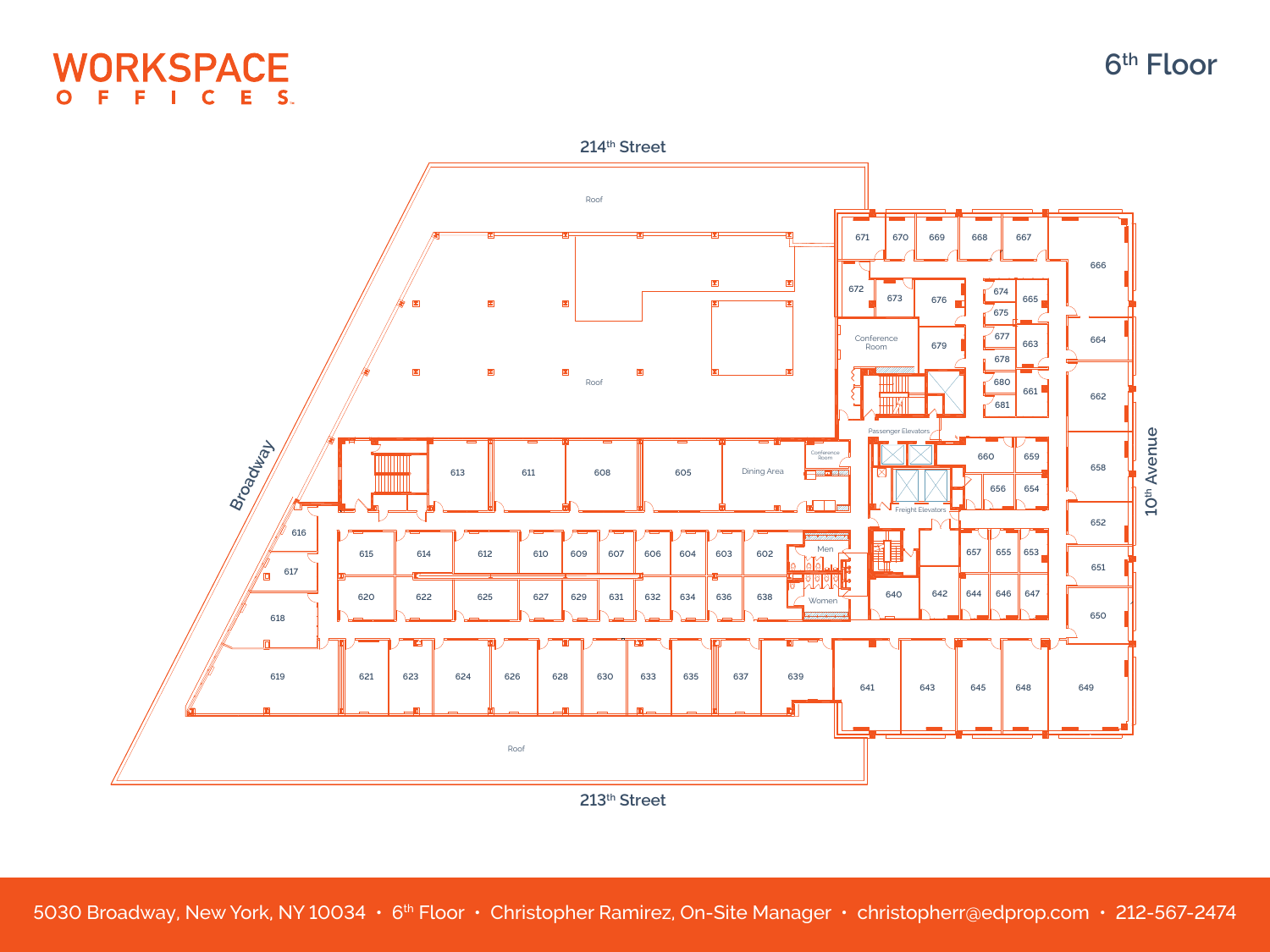# WORKSPACE OFFICES

## 6th Floor

214th Street

Roof

671 670 669 668 667

666

672 673 676 674 665

675

Conference Room 679 677 663 664

678

680 661 662

681

Roof

Broadway

Passenger Elevators

613 611 608 605 Dining Area Conference Room 660 659 658

656 654

Freight Elevators

10th Avenue

616 652

615 614 612 610 609 607 606 604 603 602 Men 657 655 653 651

617

620 622 625 627 629 631 632 634 636 638 Women 640 642 644 646 647

618 650

619 621 623 624 626 628 630 633 635 637 639 641 643 645 648 649

Roof

213th Street

5030 Broadway, New York, NY 10034 • 6th Floor • Christopher Ramirez, On-Site Manager • christopherr@edprop.com • 212-567-2474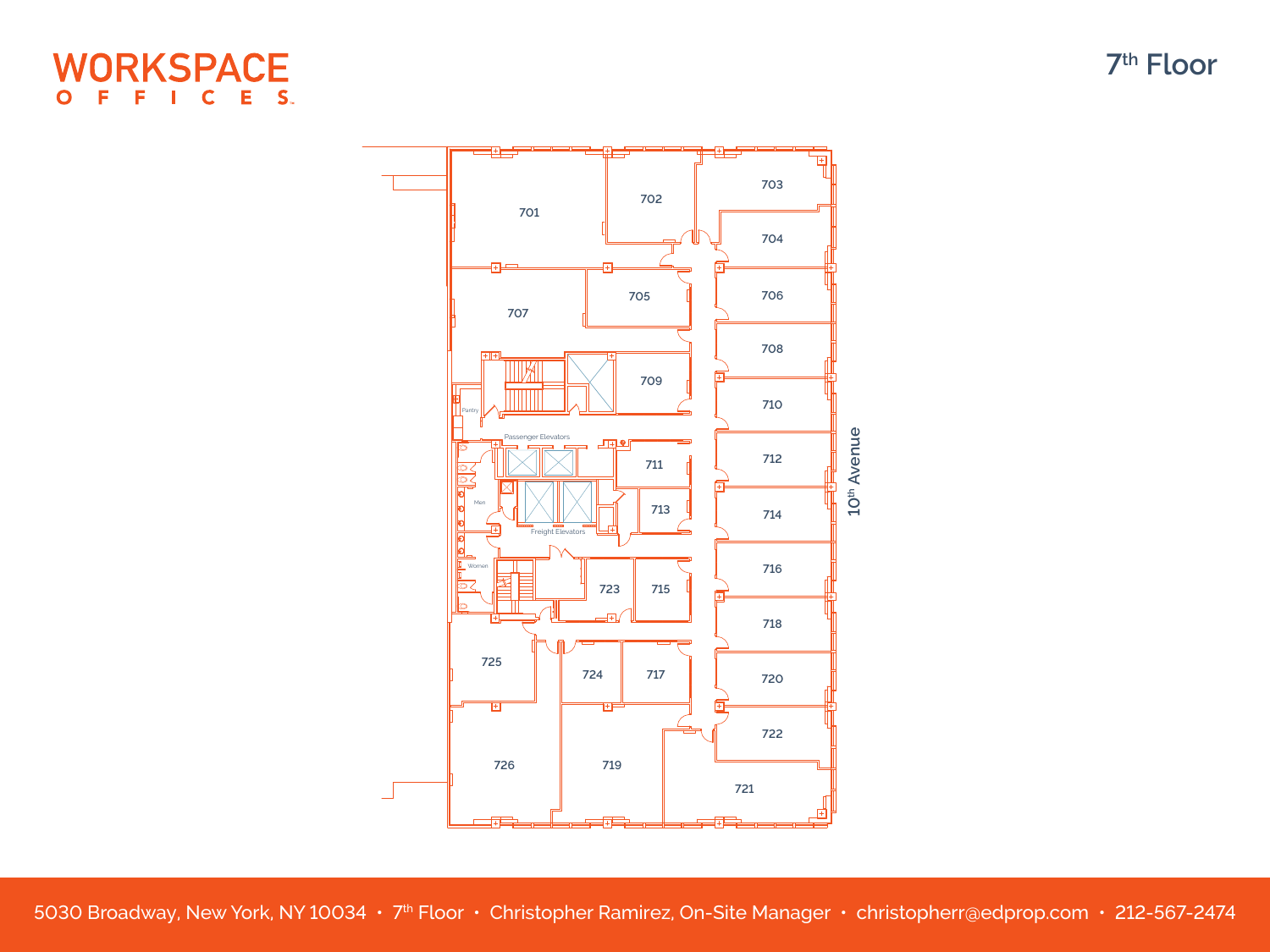# WORKSPACE OFFICES

## 7th Floor

701

702

703

704

705

706

707

708

709

710

Pantry

Passenger Elevators

711

712

Men

713

714

Freight Elevators

Women

716

723

715

718

725

724

717

720

722

726

719

721

10th Avenue

5030 Broadway, New York, NY 10034 • 7th Floor • Christopher Ramirez, On-Site Manager • christopherr@edprop.com • 212-567-2474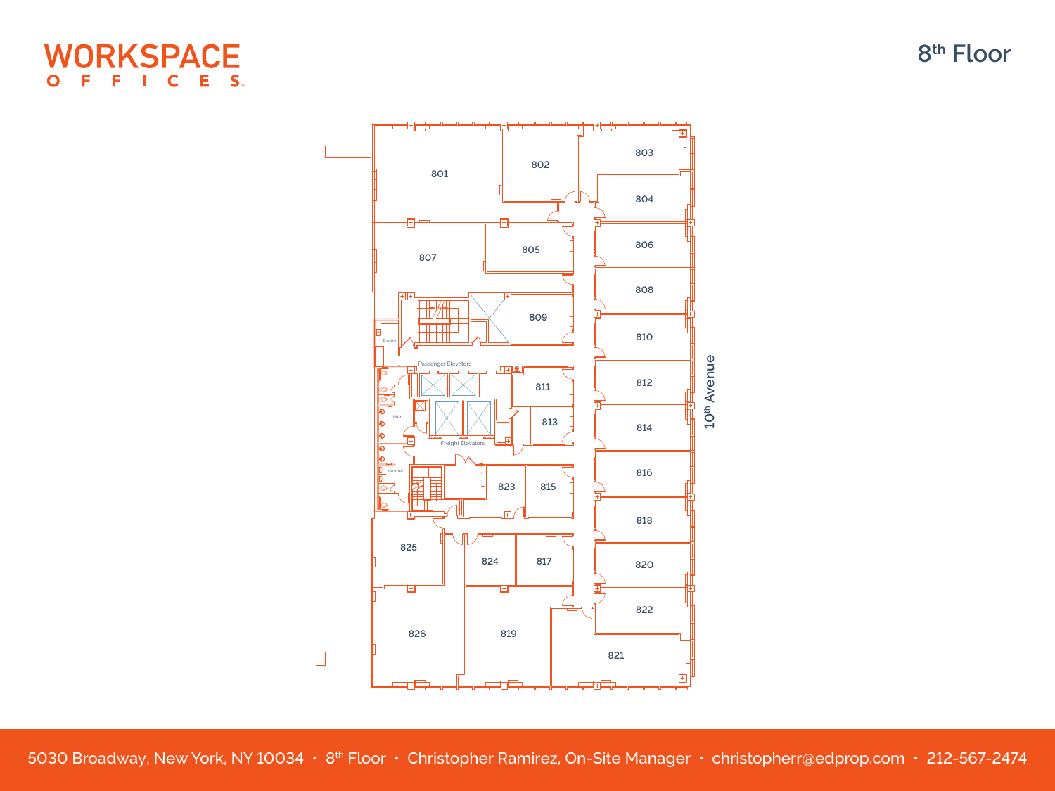# WORKSPACE OFFICES

## 8th Floor

801
802
803
804
805
806
807
808
809
810
811
812
813
814
815
816
818
819
820
821
822
823
824
825
826
817

Pantry
Passenger Elevators
Freight Elevators
Men
Women

10th Avenue

5030 Broadway, New York, NY 10034 • 8th Floor • Christopher Ramirez, On-Site Manager • christopherr@edprop.com • 212-567-2474